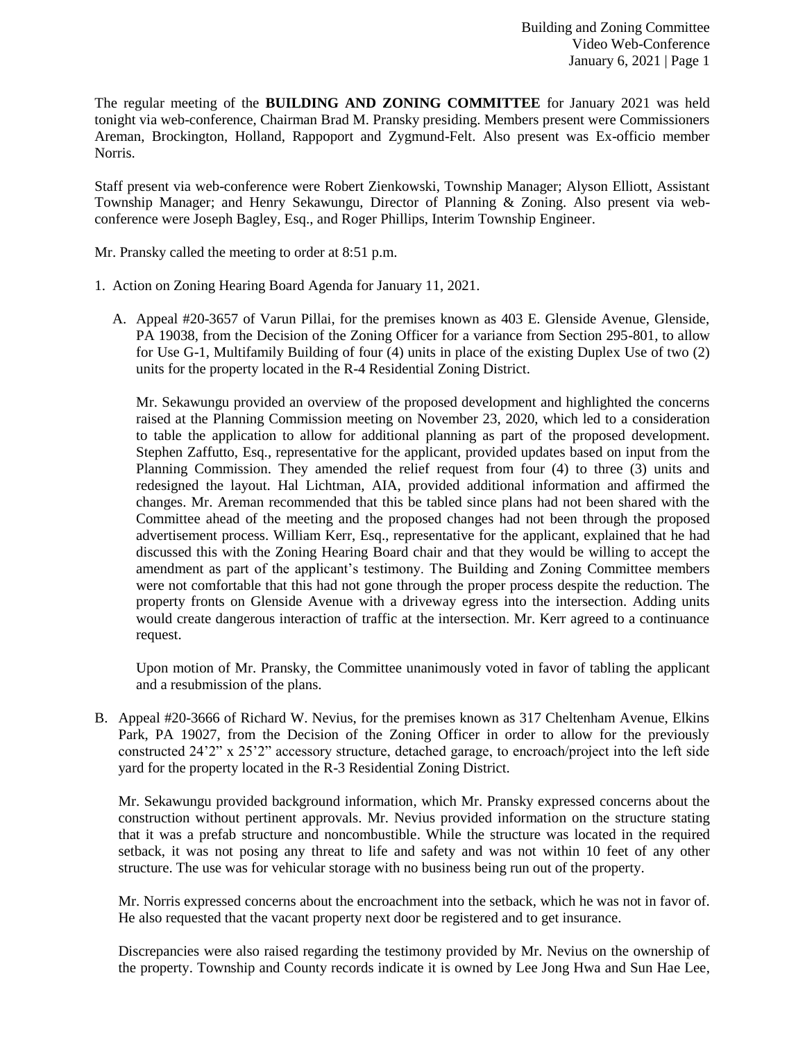The regular meeting of the **BUILDING AND ZONING COMMITTEE** for January 2021 was held tonight via web-conference, Chairman Brad M. Pransky presiding. Members present were Commissioners Areman, Brockington, Holland, Rappoport and Zygmund-Felt. Also present was Ex-officio member Norris.

Staff present via web-conference were Robert Zienkowski, Township Manager; Alyson Elliott, Assistant Township Manager; and Henry Sekawungu, Director of Planning & Zoning. Also present via web-conference were Joseph Bagley, Esq., and Roger Phillips, Interim Township Engineer.

Mr. Pransky called the meeting to order at 8:51 p.m.

1. Action on Zoning Hearing Board Agenda for January 11, 2021.

   A. Appeal #20-3657 of Varun Pillai, for the premises known as 403 E. Glenside Avenue, Glenside, PA 19038, from the Decision of the Zoning Officer for a variance from Section 295-801, to allow for Use G-1, Multifamily Building of four (4) units in place of the existing Duplex Use of two (2) units for the property located in the R-4 Residential Zoning District.

      Mr. Sekawungu provided an overview of the proposed development and highlighted the concerns raised at the Planning Commission meeting on November 23, 2020, which led to a consideration to table the application to allow for additional planning as part of the proposed development. Stephen Zaffutto, Esq., representative for the applicant, provided updates based on input from the Planning Commission. They amended the relief request from four (4) to three (3) units and redesigned the layout. Hal Lichtman, AIA, provided additional information and affirmed the changes. Mr. Areman recommended that this be tabled since plans had not been shared with the Committee ahead of the meeting and the proposed changes had not been through the proposed advertisement process. William Kerr, Esq., representative for the applicant, explained that he had discussed this with the Zoning Hearing Board chair and that they would be willing to accept the amendment as part of the applicant's testimony. The Building and Zoning Committee members were not comfortable that this had not gone through the proper process despite the reduction. The property fronts on Glenside Avenue with a driveway egress into the intersection. Adding units would create dangerous interaction of traffic at the intersection. Mr. Kerr agreed to a continuance request.

      Upon motion of Mr. Pransky, the Committee unanimously voted in favor of tabling the applicant and a resubmission of the plans.

B. Appeal #20-3666 of Richard W. Nevius, for the premises known as 317 Cheltenham Avenue, Elkins Park, PA 19027, from the Decision of the Zoning Officer in order to allow for the previously constructed 24'2" x 25'2" accessory structure, detached garage, to encroach/project into the left side yard for the property located in the R-3 Residential Zoning District.

   Mr. Sekawungu provided background information, which Mr. Pransky expressed concerns about the construction without pertinent approvals. Mr. Nevius provided information on the structure stating that it was a prefab structure and noncombustible. While the structure was located in the required setback, it was not posing any threat to life and safety and was not within 10 feet of any other structure. The use was for vehicular storage with no business being run out of the property.

   Mr. Norris expressed concerns about the encroachment into the setback, which he was not in favor of. He also requested that the vacant property next door be registered and to get insurance.

   Discrepancies were also raised regarding the testimony provided by Mr. Nevius on the ownership of the property. Township and County records indicate it is owned by Lee Jong Hwa and Sun Hae Lee,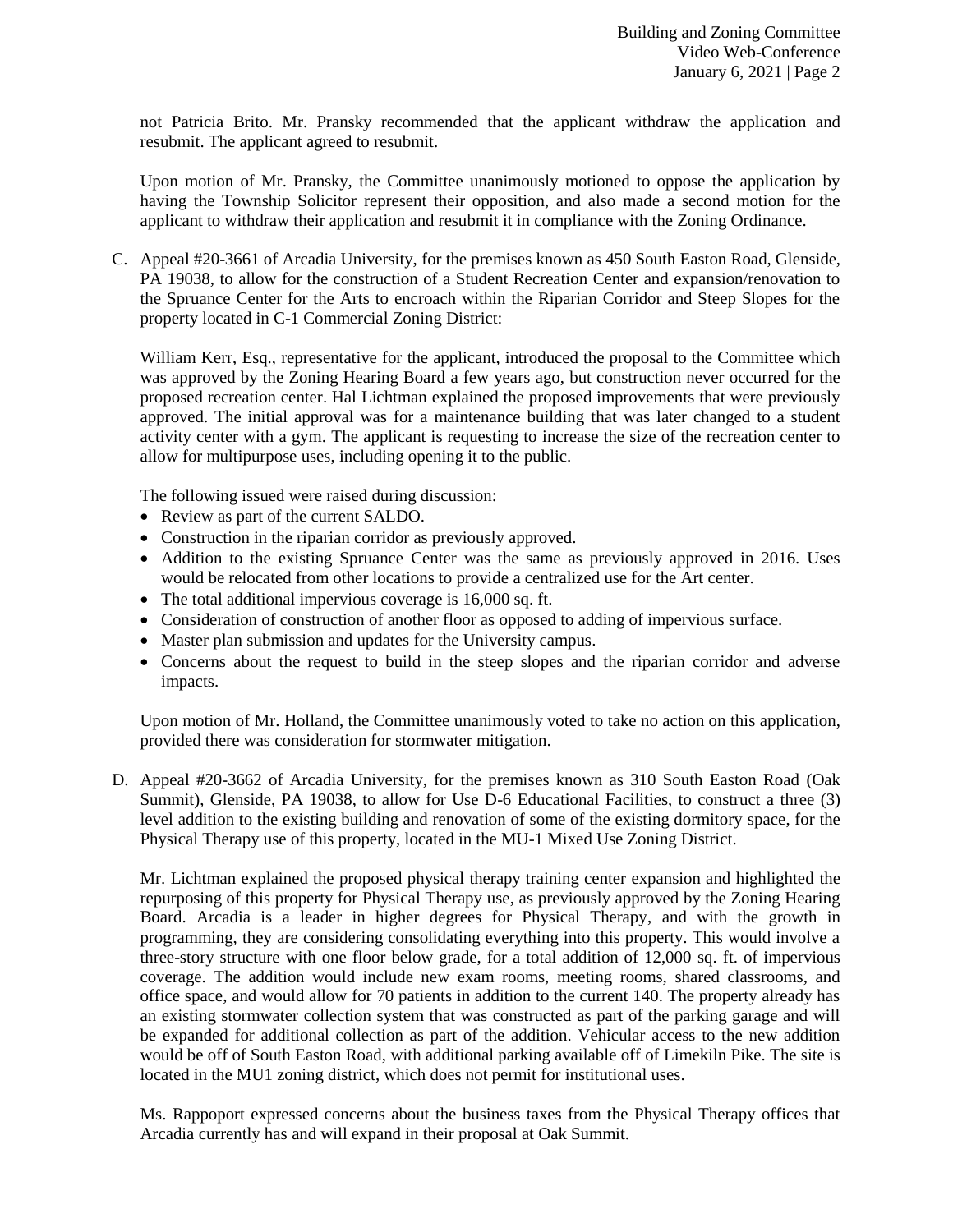not Patricia Brito. Mr. Pransky recommended that the applicant withdraw the application and resubmit. The applicant agreed to resubmit.

Upon motion of Mr. Pransky, the Committee unanimously motioned to oppose the application by having the Township Solicitor represent their opposition, and also made a second motion for the applicant to withdraw their application and resubmit it in compliance with the Zoning Ordinance.

C. Appeal #20-3661 of Arcadia University, for the premises known as 450 South Easton Road, Glenside, PA 19038, to allow for the construction of a Student Recreation Center and expansion/renovation to the Spruance Center for the Arts to encroach within the Riparian Corridor and Steep Slopes for the property located in C-1 Commercial Zoning District:

   William Kerr, Esq., representative for the applicant, introduced the proposal to the Committee which was approved by the Zoning Hearing Board a few years ago, but construction never occurred for the proposed recreation center. Hal Lichtman explained the proposed improvements that were previously approved. The initial approval was for a maintenance building that was later changed to a student activity center with a gym. The applicant is requesting to increase the size of the recreation center to allow for multipurpose uses, including opening it to the public.

   The following issued were raised during discussion:

   - Review as part of the current SALDO.
   - Construction in the riparian corridor as previously approved.
   - Addition to the existing Spruance Center was the same as previously approved in 2016. Uses would be relocated from other locations to provide a centralized use for the Art center.
   - The total additional impervious coverage is 16,000 sq. ft.
   - Consideration of construction of another floor as opposed to adding of impervious surface.
   - Master plan submission and updates for the University campus.
   - Concerns about the request to build in the steep slopes and the riparian corridor and adverse impacts.

   Upon motion of Mr. Holland, the Committee unanimously voted to take no action on this application, provided there was consideration for stormwater mitigation.

D. Appeal #20-3662 of Arcadia University, for the premises known as 310 South Easton Road (Oak Summit), Glenside, PA 19038, to allow for Use D-6 Educational Facilities, to construct a three (3) level addition to the existing building and renovation of some of the existing dormitory space, for the Physical Therapy use of this property, located in the MU-1 Mixed Use Zoning District.

   Mr. Lichtman explained the proposed physical therapy training center expansion and highlighted the repurposing of this property for Physical Therapy use, as previously approved by the Zoning Hearing Board. Arcadia is a leader in higher degrees for Physical Therapy, and with the growth in programming, they are considering consolidating everything into this property. This would involve a three-story structure with one floor below grade, for a total addition of 12,000 sq. ft. of impervious coverage. The addition would include new exam rooms, meeting rooms, shared classrooms, and office space, and would allow for 70 patients in addition to the current 140. The property already has an existing stormwater collection system that was constructed as part of the parking garage and will be expanded for additional collection as part of the addition. Vehicular access to the new addition would be off of South Easton Road, with additional parking available off of Limekiln Pike. The site is located in the MU1 zoning district, which does not permit for institutional uses.

   Ms. Rappoport expressed concerns about the business taxes from the Physical Therapy offices that Arcadia currently has and will expand in their proposal at Oak Summit.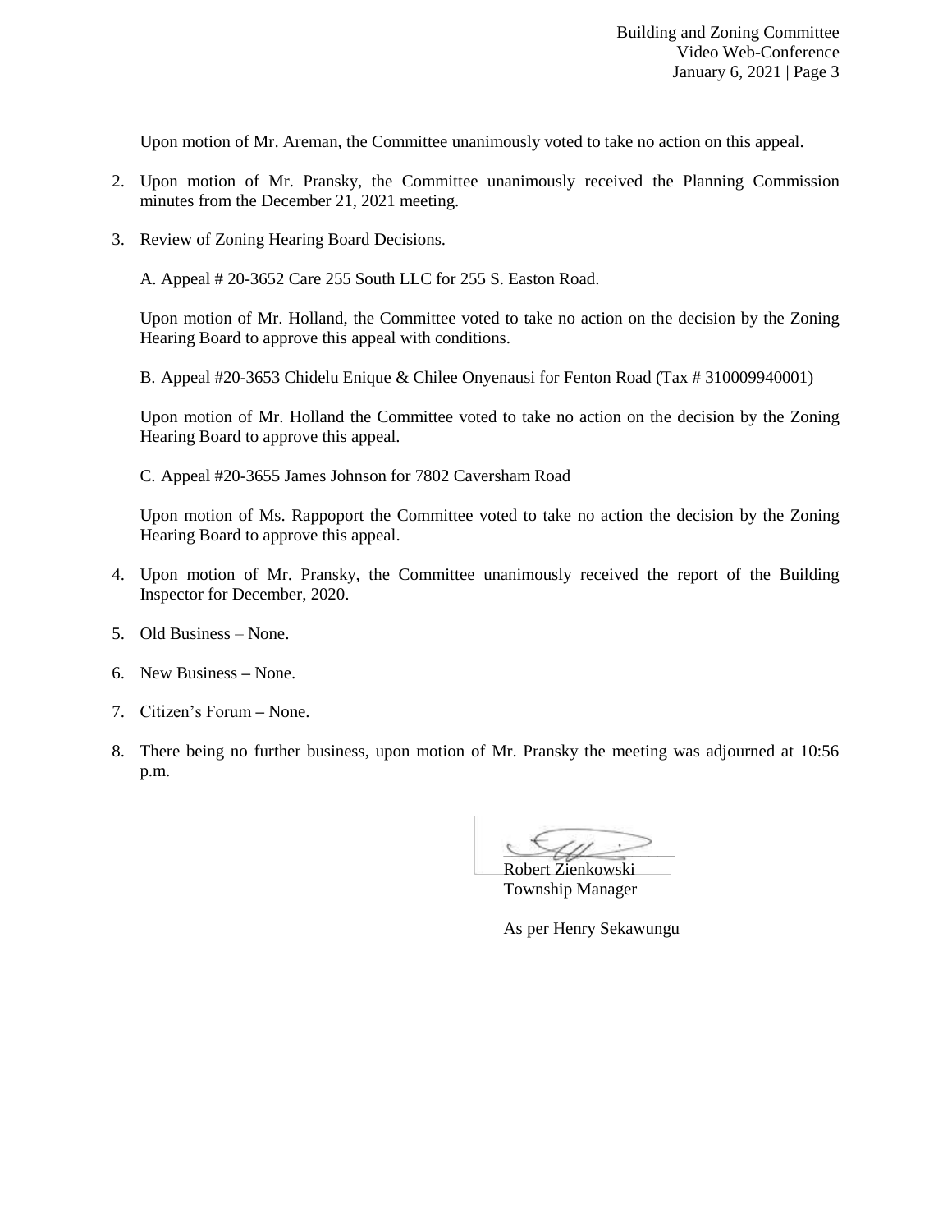Upon motion of Mr. Areman, the Committee unanimously voted to take no action on this appeal.

2. Upon motion of Mr. Pransky, the Committee unanimously received the Planning Commission minutes from the December 21, 2021 meeting.

3. Review of Zoning Hearing Board Decisions.

   A. Appeal # 20-3652 Care 255 South LLC for 255 S. Easton Road.

   Upon motion of Mr. Holland, the Committee voted to take no action on the decision by the Zoning Hearing Board to approve this appeal with conditions.

   B. Appeal #20-3653 Chidelu Enique & Chilee Onyenausi for Fenton Road (Tax # 310009940001)

   Upon motion of Mr. Holland the Committee voted to take no action on the decision by the Zoning Hearing Board to approve this appeal.

   C. Appeal #20-3655 James Johnson for 7802 Caversham Road

   Upon motion of Ms. Rappoport the Committee voted to take no action the decision by the Zoning Hearing Board to approve this appeal.

4. Upon motion of Mr. Pransky, the Committee unanimously received the report of the Building Inspector for December, 2020.

5. Old Business – None.

6. New Business – None.

7. Citizen's Forum – None.

8. There being no further business, upon motion of Mr. Pransky the meeting was adjourned at 10:56 p.m.

Robert Zienkowski
Township Manager

As per Henry Sekawungu